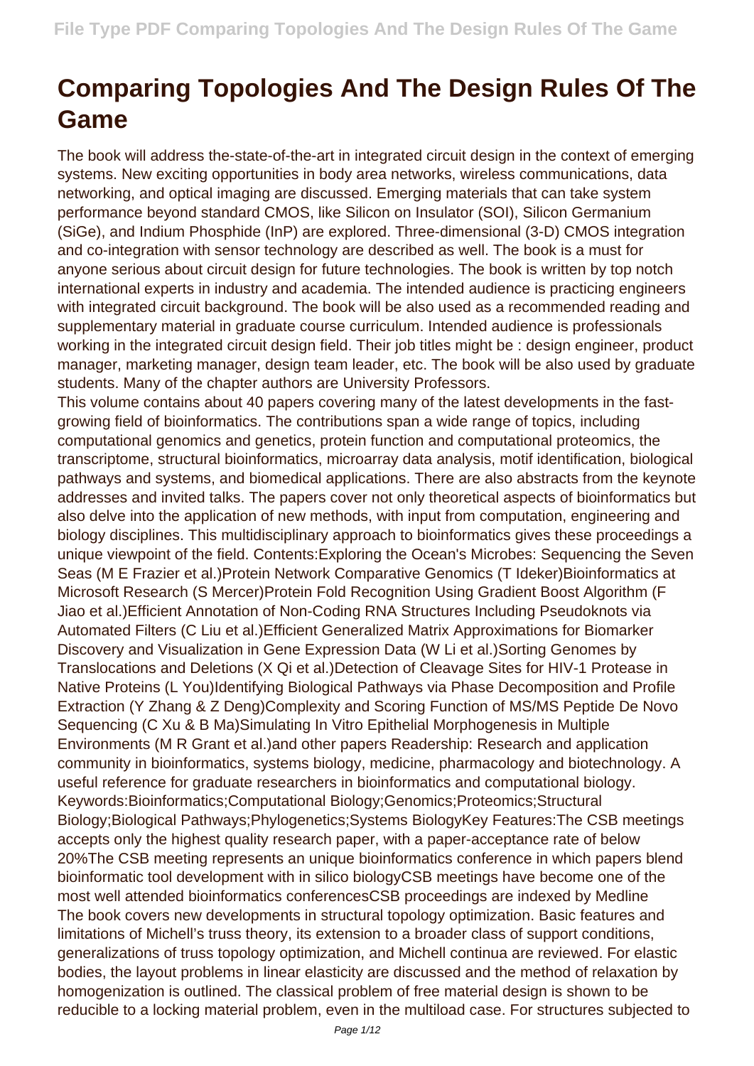# Comparing Topologies And The Design Rules Of The Game

The book will address the-state-of-the-art in integrated circuit design in the context of emerging systems. New exciting opportunities in body area networks, wireless communications, data networking, and optical imaging are discussed. Emerging materials that can take system performance beyond standard CMOS, like Silicon on Insulator (SOI), Silicon Germanium (SiGe), and Indium Phosphide (InP) are explored. Three-dimensional (3-D) CMOS integration and co-integration with sensor technology are described as well. The book is a must for anyone serious about circuit design for future technologies. The book is written by top notch international experts in industry and academia. The intended audience is practicing engineers with integrated circuit background. The book will be also used as a recommended reading and supplementary material in graduate course curriculum. Intended audience is professionals working in the integrated circuit design field. Their job titles might be : design engineer, product manager, marketing manager, design team leader, etc. The book will be also used by graduate students. Many of the chapter authors are University Professors.

This volume contains about 40 papers covering many of the latest developments in the fast-growing field of bioinformatics. The contributions span a wide range of topics, including computational genomics and genetics, protein function and computational proteomics, the transcriptome, structural bioinformatics, microarray data analysis, motif identification, biological pathways and systems, and biomedical applications. There are also abstracts from the keynote addresses and invited talks. The papers cover not only theoretical aspects of bioinformatics but also delve into the application of new methods, with input from computation, engineering and biology disciplines. This multidisciplinary approach to bioinformatics gives these proceedings a unique viewpoint of the field. Contents:Exploring the Ocean's Microbes: Sequencing the Seven Seas (M E Frazier et al.)Protein Network Comparative Genomics (T Ideker)Bioinformatics at Microsoft Research (S Mercer)Protein Fold Recognition Using Gradient Boost Algorithm (F Jiao et al.)Efficient Annotation of Non-Coding RNA Structures Including Pseudoknots via Automated Filters (C Liu et al.)Efficient Generalized Matrix Approximations for Biomarker Discovery and Visualization in Gene Expression Data (W Li et al.)Sorting Genomes by Translocations and Deletions (X Qi et al.)Detection of Cleavage Sites for HIV-1 Protease in Native Proteins (L You)Identifying Biological Pathways via Phase Decomposition and Profile Extraction (Y Zhang & Z Deng)Complexity and Scoring Function of MS/MS Peptide De Novo Sequencing (C Xu & B Ma)Simulating In Vitro Epithelial Morphogenesis in Multiple Environments (M R Grant et al.)and other papers Readership: Research and application community in bioinformatics, systems biology, medicine, pharmacology and biotechnology. A useful reference for graduate researchers in bioinformatics and computational biology. Keywords:Bioinformatics;Computational Biology;Genomics;Proteomics;Structural Biology;Biological Pathways;Phylogenetics;Systems BiologyKey Features:The CSB meetings accepts only the highest quality research paper, with a paper-acceptance rate of below 20%The CSB meeting represents an unique bioinformatics conference in which papers blend bioinformatic tool development with in silico biologyCSB meetings have become one of the most well attended bioinformatics conferencesCSB proceedings are indexed by Medline

The book covers new developments in structural topology optimization. Basic features and limitations of Michell's truss theory, its extension to a broader class of support conditions, generalizations of truss topology optimization, and Michell continua are reviewed. For elastic bodies, the layout problems in linear elasticity are discussed and the method of relaxation by homogenization is outlined. The classical problem of free material design is shown to be reducible to a locking material problem, even in the multiload case. For structures subjected to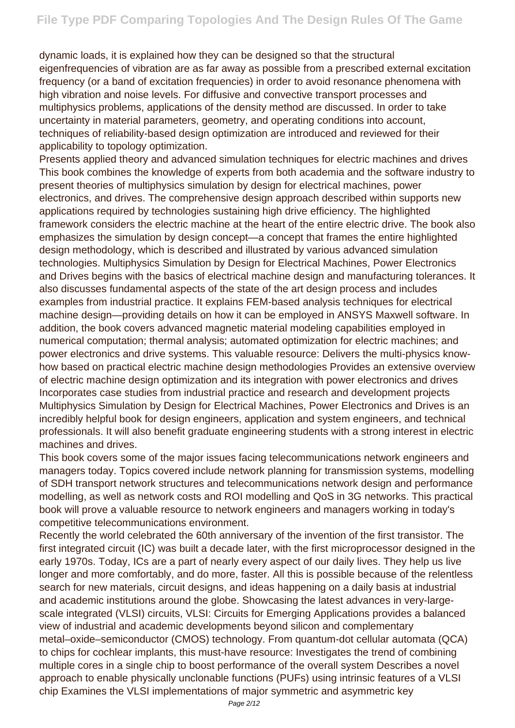dynamic loads, it is explained how they can be designed so that the structural eigenfrequencies of vibration are as far away as possible from a prescribed external excitation frequency (or a band of excitation frequencies) in order to avoid resonance phenomena with high vibration and noise levels. For diffusive and convective transport processes and multiphysics problems, applications of the density method are discussed. In order to take uncertainty in material parameters, geometry, and operating conditions into account, techniques of reliability-based design optimization are introduced and reviewed for their applicability to topology optimization.

Presents applied theory and advanced simulation techniques for electric machines and drives This book combines the knowledge of experts from both academia and the software industry to present theories of multiphysics simulation by design for electrical machines, power electronics, and drives. The comprehensive design approach described within supports new applications required by technologies sustaining high drive efficiency. The highlighted framework considers the electric machine at the heart of the entire electric drive. The book also emphasizes the simulation by design concept—a concept that frames the entire highlighted design methodology, which is described and illustrated by various advanced simulation technologies. Multiphysics Simulation by Design for Electrical Machines, Power Electronics and Drives begins with the basics of electrical machine design and manufacturing tolerances. It also discusses fundamental aspects of the state of the art design process and includes examples from industrial practice. It explains FEM-based analysis techniques for electrical machine design—providing details on how it can be employed in ANSYS Maxwell software. In addition, the book covers advanced magnetic material modeling capabilities employed in numerical computation; thermal analysis; automated optimization for electric machines; and power electronics and drive systems. This valuable resource: Delivers the multi-physics know-how based on practical electric machine design methodologies Provides an extensive overview of electric machine design optimization and its integration with power electronics and drives Incorporates case studies from industrial practice and research and development projects Multiphysics Simulation by Design for Electrical Machines, Power Electronics and Drives is an incredibly helpful book for design engineers, application and system engineers, and technical professionals. It will also benefit graduate engineering students with a strong interest in electric machines and drives.

This book covers some of the major issues facing telecommunications network engineers and managers today. Topics covered include network planning for transmission systems, modelling of SDH transport network structures and telecommunications network design and performance modelling, as well as network costs and ROI modelling and QoS in 3G networks. This practical book will prove a valuable resource to network engineers and managers working in today's competitive telecommunications environment.

Recently the world celebrated the 60th anniversary of the invention of the first transistor. The first integrated circuit (IC) was built a decade later, with the first microprocessor designed in the early 1970s. Today, ICs are a part of nearly every aspect of our daily lives. They help us live longer and more comfortably, and do more, faster. All this is possible because of the relentless search for new materials, circuit designs, and ideas happening on a daily basis at industrial and academic institutions around the globe. Showcasing the latest advances in very-large-scale integrated (VLSI) circuits, VLSI: Circuits for Emerging Applications provides a balanced view of industrial and academic developments beyond silicon and complementary metal–oxide–semiconductor (CMOS) technology. From quantum-dot cellular automata (QCA) to chips for cochlear implants, this must-have resource: Investigates the trend of combining multiple cores in a single chip to boost performance of the overall system Describes a novel approach to enable physically unclonable functions (PUFs) using intrinsic features of a VLSI chip Examines the VLSI implementations of major symmetric and asymmetric key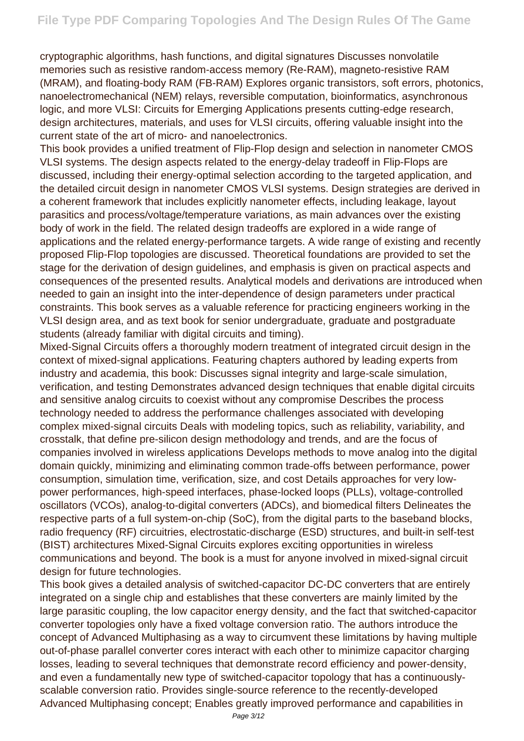cryptographic algorithms, hash functions, and digital signatures Discusses nonvolatile memories such as resistive random-access memory (Re-RAM), magneto-resistive RAM (MRAM), and floating-body RAM (FB-RAM) Explores organic transistors, soft errors, photonics, nanoelectromechanical (NEM) relays, reversible computation, bioinformatics, asynchronous logic, and more VLSI: Circuits for Emerging Applications presents cutting-edge research, design architectures, materials, and uses for VLSI circuits, offering valuable insight into the current state of the art of micro- and nanoelectronics.

This book provides a unified treatment of Flip-Flop design and selection in nanometer CMOS VLSI systems. The design aspects related to the energy-delay tradeoff in Flip-Flops are discussed, including their energy-optimal selection according to the targeted application, and the detailed circuit design in nanometer CMOS VLSI systems. Design strategies are derived in a coherent framework that includes explicitly nanometer effects, including leakage, layout parasitics and process/voltage/temperature variations, as main advances over the existing body of work in the field. The related design tradeoffs are explored in a wide range of applications and the related energy-performance targets. A wide range of existing and recently proposed Flip-Flop topologies are discussed. Theoretical foundations are provided to set the stage for the derivation of design guidelines, and emphasis is given on practical aspects and consequences of the presented results. Analytical models and derivations are introduced when needed to gain an insight into the inter-dependence of design parameters under practical constraints. This book serves as a valuable reference for practicing engineers working in the VLSI design area, and as text book for senior undergraduate, graduate and postgraduate students (already familiar with digital circuits and timing).

Mixed-Signal Circuits offers a thoroughly modern treatment of integrated circuit design in the context of mixed-signal applications. Featuring chapters authored by leading experts from industry and academia, this book: Discusses signal integrity and large-scale simulation, verification, and testing Demonstrates advanced design techniques that enable digital circuits and sensitive analog circuits to coexist without any compromise Describes the process technology needed to address the performance challenges associated with developing complex mixed-signal circuits Deals with modeling topics, such as reliability, variability, and crosstalk, that define pre-silicon design methodology and trends, and are the focus of companies involved in wireless applications Develops methods to move analog into the digital domain quickly, minimizing and eliminating common trade-offs between performance, power consumption, simulation time, verification, size, and cost Details approaches for very low-power performances, high-speed interfaces, phase-locked loops (PLLs), voltage-controlled oscillators (VCOs), analog-to-digital converters (ADCs), and biomedical filters Delineates the respective parts of a full system-on-chip (SoC), from the digital parts to the baseband blocks, radio frequency (RF) circuitries, electrostatic-discharge (ESD) structures, and built-in self-test (BIST) architectures Mixed-Signal Circuits explores exciting opportunities in wireless communications and beyond. The book is a must for anyone involved in mixed-signal circuit design for future technologies.

This book gives a detailed analysis of switched-capacitor DC-DC converters that are entirely integrated on a single chip and establishes that these converters are mainly limited by the large parasitic coupling, the low capacitor energy density, and the fact that switched-capacitor converter topologies only have a fixed voltage conversion ratio. The authors introduce the concept of Advanced Multiphasing as a way to circumvent these limitations by having multiple out-of-phase parallel converter cores interact with each other to minimize capacitor charging losses, leading to several techniques that demonstrate record efficiency and power-density, and even a fundamentally new type of switched-capacitor topology that has a continuously-scalable conversion ratio. Provides single-source reference to the recently-developed Advanced Multiphasing concept; Enables greatly improved performance and capabilities in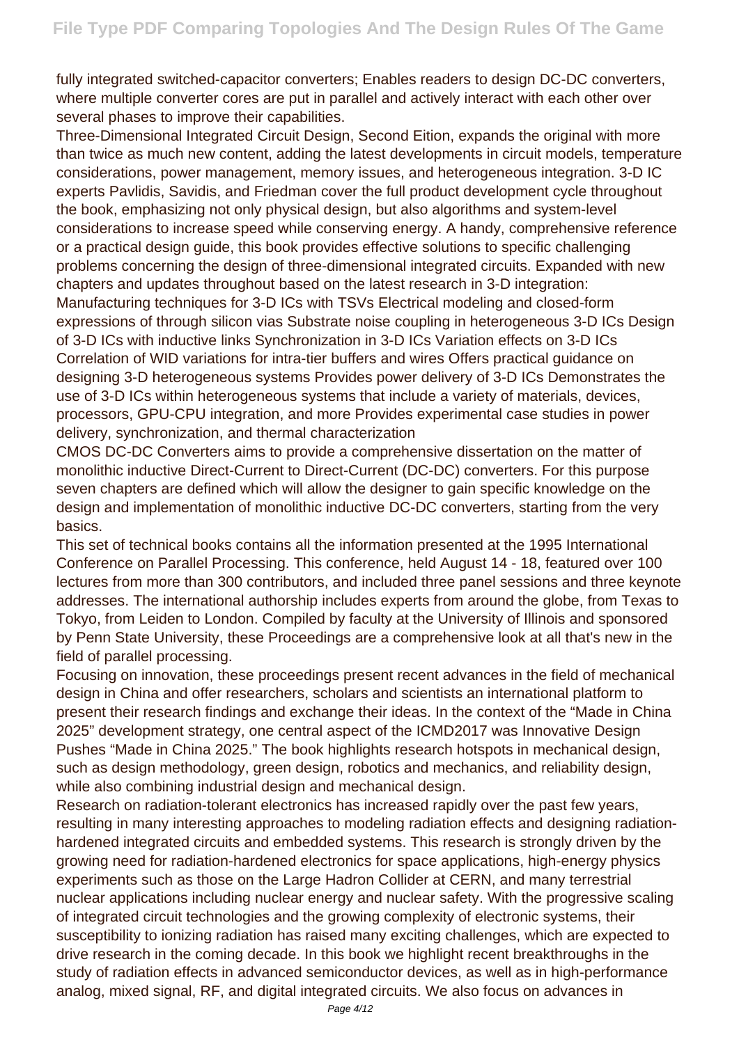fully integrated switched-capacitor converters; Enables readers to design DC-DC converters, where multiple converter cores are put in parallel and actively interact with each other over several phases to improve their capabilities.

Three-Dimensional Integrated Circuit Design, Second Eition, expands the original with more than twice as much new content, adding the latest developments in circuit models, temperature considerations, power management, memory issues, and heterogeneous integration. 3-D IC experts Pavlidis, Savidis, and Friedman cover the full product development cycle throughout the book, emphasizing not only physical design, but also algorithms and system-level considerations to increase speed while conserving energy. A handy, comprehensive reference or a practical design guide, this book provides effective solutions to specific challenging problems concerning the design of three-dimensional integrated circuits. Expanded with new chapters and updates throughout based on the latest research in 3-D integration: Manufacturing techniques for 3-D ICs with TSVs Electrical modeling and closed-form expressions of through silicon vias Substrate noise coupling in heterogeneous 3-D ICs Design of 3-D ICs with inductive links Synchronization in 3-D ICs Variation effects on 3-D ICs Correlation of WID variations for intra-tier buffers and wires Offers practical guidance on designing 3-D heterogeneous systems Provides power delivery of 3-D ICs Demonstrates the use of 3-D ICs within heterogeneous systems that include a variety of materials, devices, processors, GPU-CPU integration, and more Provides experimental case studies in power delivery, synchronization, and thermal characterization

CMOS DC-DC Converters aims to provide a comprehensive dissertation on the matter of monolithic inductive Direct-Current to Direct-Current (DC-DC) converters. For this purpose seven chapters are defined which will allow the designer to gain specific knowledge on the design and implementation of monolithic inductive DC-DC converters, starting from the very basics.

This set of technical books contains all the information presented at the 1995 International Conference on Parallel Processing. This conference, held August 14 - 18, featured over 100 lectures from more than 300 contributors, and included three panel sessions and three keynote addresses. The international authorship includes experts from around the globe, from Texas to Tokyo, from Leiden to London. Compiled by faculty at the University of Illinois and sponsored by Penn State University, these Proceedings are a comprehensive look at all that's new in the field of parallel processing.

Focusing on innovation, these proceedings present recent advances in the field of mechanical design in China and offer researchers, scholars and scientists an international platform to present their research findings and exchange their ideas. In the context of the "Made in China 2025" development strategy, one central aspect of the ICMD2017 was Innovative Design Pushes "Made in China 2025." The book highlights research hotspots in mechanical design, such as design methodology, green design, robotics and mechanics, and reliability design, while also combining industrial design and mechanical design.

Research on radiation-tolerant electronics has increased rapidly over the past few years, resulting in many interesting approaches to modeling radiation effects and designing radiation-hardened integrated circuits and embedded systems. This research is strongly driven by the growing need for radiation-hardened electronics for space applications, high-energy physics experiments such as those on the Large Hadron Collider at CERN, and many terrestrial nuclear applications including nuclear energy and nuclear safety. With the progressive scaling of integrated circuit technologies and the growing complexity of electronic systems, their susceptibility to ionizing radiation has raised many exciting challenges, which are expected to drive research in the coming decade. In this book we highlight recent breakthroughs in the study of radiation effects in advanced semiconductor devices, as well as in high-performance analog, mixed signal, RF, and digital integrated circuits. We also focus on advances in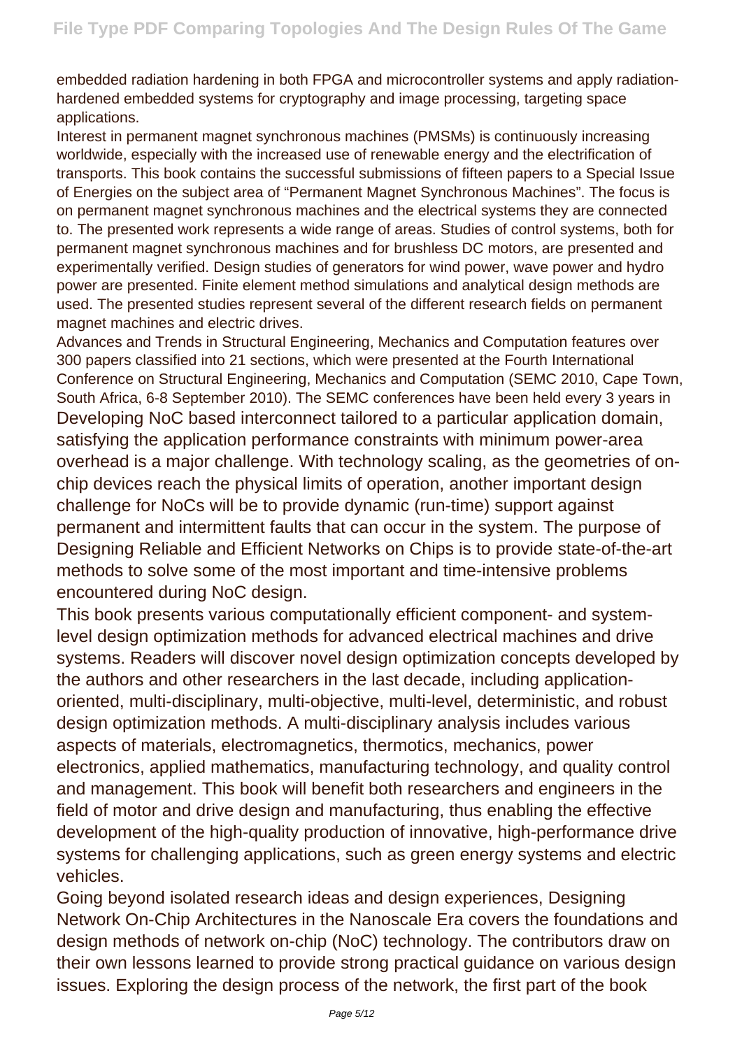embedded radiation hardening in both FPGA and microcontroller systems and apply radiation-hardened embedded systems for cryptography and image processing, targeting space applications.

Interest in permanent magnet synchronous machines (PMSMs) is continuously increasing worldwide, especially with the increased use of renewable energy and the electrification of transports. This book contains the successful submissions of fifteen papers to a Special Issue of Energies on the subject area of "Permanent Magnet Synchronous Machines". The focus is on permanent magnet synchronous machines and the electrical systems they are connected to. The presented work represents a wide range of areas. Studies of control systems, both for permanent magnet synchronous machines and for brushless DC motors, are presented and experimentally verified. Design studies of generators for wind power, wave power and hydro power are presented. Finite element method simulations and analytical design methods are used. The presented studies represent several of the different research fields on permanent magnet machines and electric drives.

Advances and Trends in Structural Engineering, Mechanics and Computation features over 300 papers classified into 21 sections, which were presented at the Fourth International Conference on Structural Engineering, Mechanics and Computation (SEMC 2010, Cape Town, South Africa, 6-8 September 2010). The SEMC conferences have been held every 3 years in

Developing NoC based interconnect tailored to a particular application domain, satisfying the application performance constraints with minimum power-area overhead is a major challenge. With technology scaling, as the geometries of on-chip devices reach the physical limits of operation, another important design challenge for NoCs will be to provide dynamic (run-time) support against permanent and intermittent faults that can occur in the system. The purpose of Designing Reliable and Efficient Networks on Chips is to provide state-of-the-art methods to solve some of the most important and time-intensive problems encountered during NoC design.

This book presents various computationally efficient component- and system-level design optimization methods for advanced electrical machines and drive systems. Readers will discover novel design optimization concepts developed by the authors and other researchers in the last decade, including application-oriented, multi-disciplinary, multi-objective, multi-level, deterministic, and robust design optimization methods. A multi-disciplinary analysis includes various aspects of materials, electromagnetics, thermotics, mechanics, power electronics, applied mathematics, manufacturing technology, and quality control and management. This book will benefit both researchers and engineers in the field of motor and drive design and manufacturing, thus enabling the effective development of the high-quality production of innovative, high-performance drive systems for challenging applications, such as green energy systems and electric vehicles.

Going beyond isolated research ideas and design experiences, Designing Network On-Chip Architectures in the Nanoscale Era covers the foundations and design methods of network on-chip (NoC) technology. The contributors draw on their own lessons learned to provide strong practical guidance on various design issues. Exploring the design process of the network, the first part of the book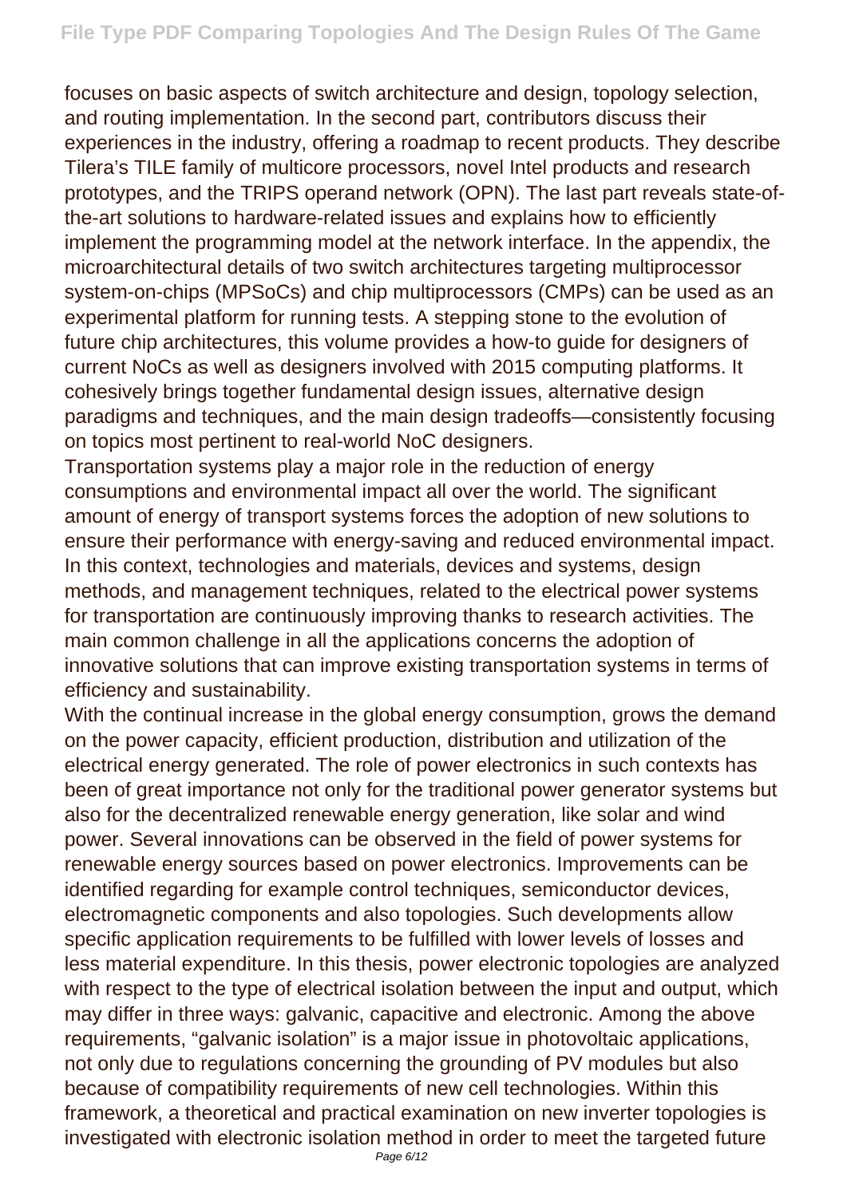focuses on basic aspects of switch architecture and design, topology selection, and routing implementation. In the second part, contributors discuss their experiences in the industry, offering a roadmap to recent products. They describe Tilera's TILE family of multicore processors, novel Intel products and research prototypes, and the TRIPS operand network (OPN). The last part reveals state-of-the-art solutions to hardware-related issues and explains how to efficiently implement the programming model at the network interface. In the appendix, the microarchitectural details of two switch architectures targeting multiprocessor system-on-chips (MPSoCs) and chip multiprocessors (CMPs) can be used as an experimental platform for running tests. A stepping stone to the evolution of future chip architectures, this volume provides a how-to guide for designers of current NoCs as well as designers involved with 2015 computing platforms. It cohesively brings together fundamental design issues, alternative design paradigms and techniques, and the main design tradeoffs—consistently focusing on topics most pertinent to real-world NoC designers.

Transportation systems play a major role in the reduction of energy consumptions and environmental impact all over the world. The significant amount of energy of transport systems forces the adoption of new solutions to ensure their performance with energy-saving and reduced environmental impact. In this context, technologies and materials, devices and systems, design methods, and management techniques, related to the electrical power systems for transportation are continuously improving thanks to research activities. The main common challenge in all the applications concerns the adoption of innovative solutions that can improve existing transportation systems in terms of efficiency and sustainability.

With the continual increase in the global energy consumption, grows the demand on the power capacity, efficient production, distribution and utilization of the electrical energy generated. The role of power electronics in such contexts has been of great importance not only for the traditional power generator systems but also for the decentralized renewable energy generation, like solar and wind power. Several innovations can be observed in the field of power systems for renewable energy sources based on power electronics. Improvements can be identified regarding for example control techniques, semiconductor devices, electromagnetic components and also topologies. Such developments allow specific application requirements to be fulfilled with lower levels of losses and less material expenditure. In this thesis, power electronic topologies are analyzed with respect to the type of electrical isolation between the input and output, which may differ in three ways: galvanic, capacitive and electronic. Among the above requirements, "galvanic isolation" is a major issue in photovoltaic applications, not only due to regulations concerning the grounding of PV modules but also because of compatibility requirements of new cell technologies. Within this framework, a theoretical and practical examination on new inverter topologies is investigated with electronic isolation method in order to meet the targeted future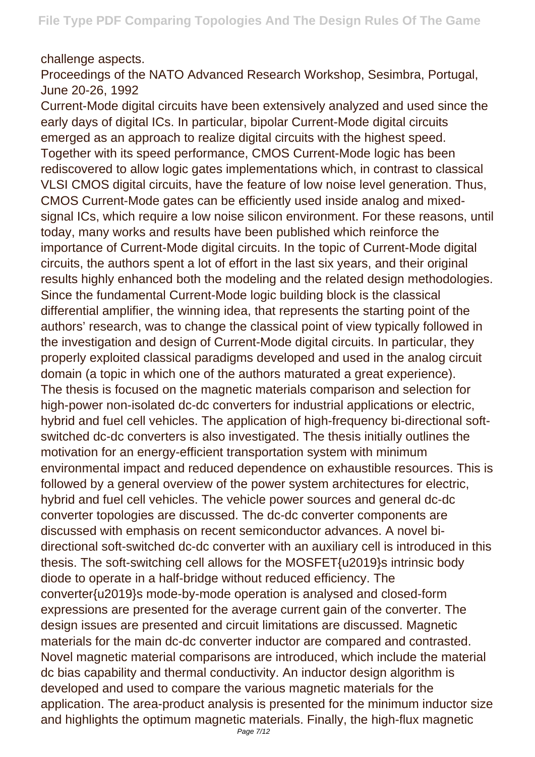challenge aspects.

Proceedings of the NATO Advanced Research Workshop, Sesimbra, Portugal, June 20-26, 1992

Current-Mode digital circuits have been extensively analyzed and used since the early days of digital ICs. In particular, bipolar Current-Mode digital circuits emerged as an approach to realize digital circuits with the highest speed. Together with its speed performance, CMOS Current-Mode logic has been rediscovered to allow logic gates implementations which, in contrast to classical VLSI CMOS digital circuits, have the feature of low noise level generation. Thus, CMOS Current-Mode gates can be efficiently used inside analog and mixed-signal ICs, which require a low noise silicon environment. For these reasons, until today, many works and results have been published which reinforce the importance of Current-Mode digital circuits. In the topic of Current-Mode digital circuits, the authors spent a lot of effort in the last six years, and their original results highly enhanced both the modeling and the related design methodologies. Since the fundamental Current-Mode logic building block is the classical differential amplifier, the winning idea, that represents the starting point of the authors' research, was to change the classical point of view typically followed in the investigation and design of Current-Mode digital circuits. In particular, they properly exploited classical paradigms developed and used in the analog circuit domain (a topic in which one of the authors maturated a great experience).

The thesis is focused on the magnetic materials comparison and selection for high-power non-isolated dc-dc converters for industrial applications or electric, hybrid and fuel cell vehicles. The application of high-frequency bi-directional soft-switched dc-dc converters is also investigated. The thesis initially outlines the motivation for an energy-efficient transportation system with minimum environmental impact and reduced dependence on exhaustible resources. This is followed by a general overview of the power system architectures for electric, hybrid and fuel cell vehicles. The vehicle power sources and general dc-dc converter topologies are discussed. The dc-dc converter components are discussed with emphasis on recent semiconductor advances. A novel bi-directional soft-switched dc-dc converter with an auxiliary cell is introduced in this thesis. The soft-switching cell allows for the MOSFET{u2019}s intrinsic body diode to operate in a half-bridge without reduced efficiency. The converter{u2019}s mode-by-mode operation is analysed and closed-form expressions are presented for the average current gain of the converter. The design issues are presented and circuit limitations are discussed. Magnetic materials for the main dc-dc converter inductor are compared and contrasted. Novel magnetic material comparisons are introduced, which include the material dc bias capability and thermal conductivity. An inductor design algorithm is developed and used to compare the various magnetic materials for the application. The area-product analysis is presented for the minimum inductor size and highlights the optimum magnetic materials. Finally, the high-flux magnetic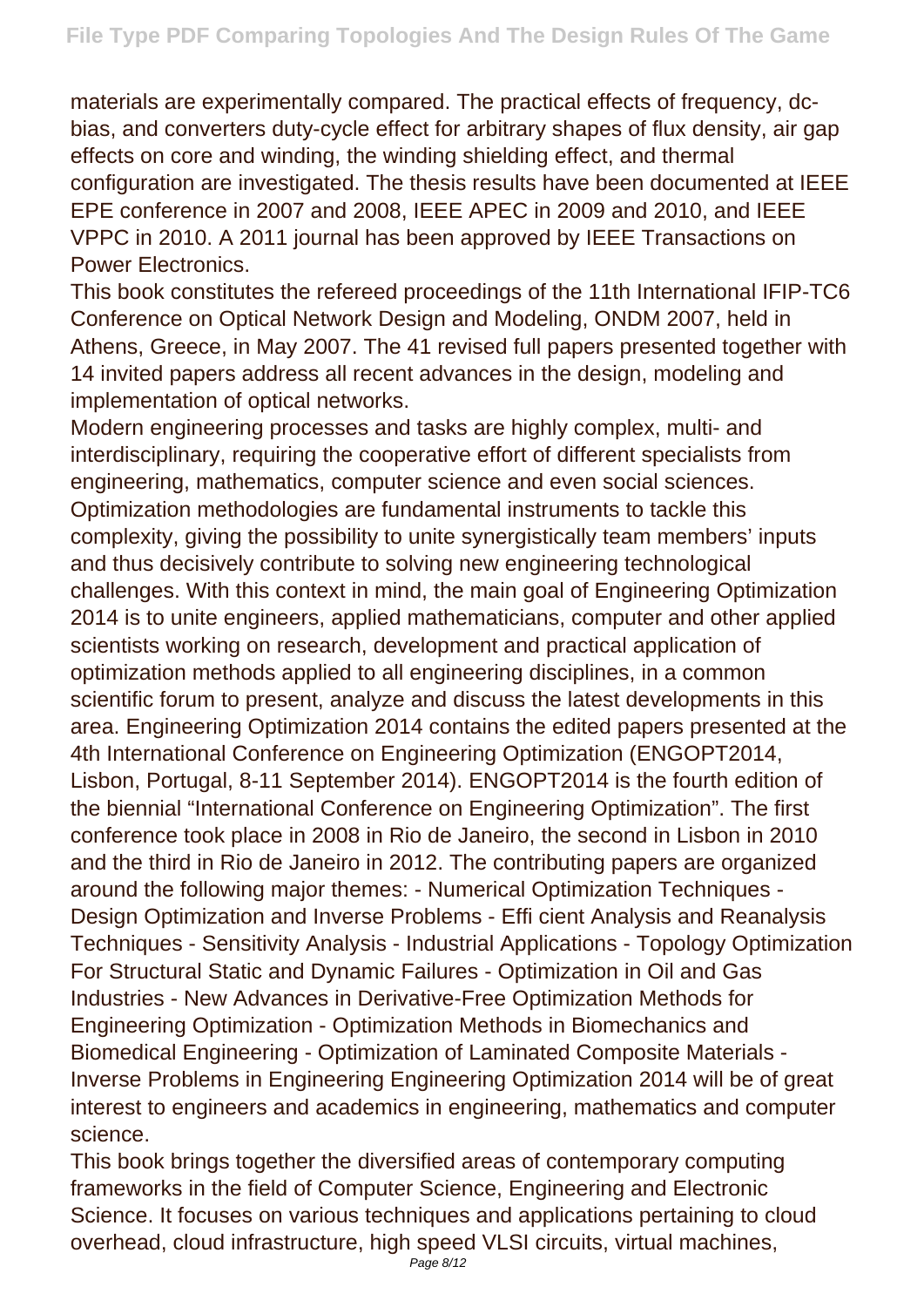materials are experimentally compared. The practical effects of frequency, dc-bias, and converters duty-cycle effect for arbitrary shapes of flux density, air gap effects on core and winding, the winding shielding effect, and thermal configuration are investigated. The thesis results have been documented at IEEE EPE conference in 2007 and 2008, IEEE APEC in 2009 and 2010, and IEEE VPPC in 2010. A 2011 journal has been approved by IEEE Transactions on Power Electronics.

This book constitutes the refereed proceedings of the 11th International IFIP-TC6 Conference on Optical Network Design and Modeling, ONDM 2007, held in Athens, Greece, in May 2007. The 41 revised full papers presented together with 14 invited papers address all recent advances in the design, modeling and implementation of optical networks.

Modern engineering processes and tasks are highly complex, multi- and interdisciplinary, requiring the cooperative effort of different specialists from engineering, mathematics, computer science and even social sciences. Optimization methodologies are fundamental instruments to tackle this complexity, giving the possibility to unite synergistically team members' inputs and thus decisively contribute to solving new engineering technological challenges. With this context in mind, the main goal of Engineering Optimization 2014 is to unite engineers, applied mathematicians, computer and other applied scientists working on research, development and practical application of optimization methods applied to all engineering disciplines, in a common scientific forum to present, analyze and discuss the latest developments in this area. Engineering Optimization 2014 contains the edited papers presented at the 4th International Conference on Engineering Optimization (ENGOPT2014, Lisbon, Portugal, 8-11 September 2014). ENGOPT2014 is the fourth edition of the biennial "International Conference on Engineering Optimization". The first conference took place in 2008 in Rio de Janeiro, the second in Lisbon in 2010 and the third in Rio de Janeiro in 2012. The contributing papers are organized around the following major themes: - Numerical Optimization Techniques - Design Optimization and Inverse Problems - Effi cient Analysis and Reanalysis Techniques - Sensitivity Analysis - Industrial Applications - Topology Optimization For Structural Static and Dynamic Failures - Optimization in Oil and Gas Industries - New Advances in Derivative-Free Optimization Methods for Engineering Optimization - Optimization Methods in Biomechanics and Biomedical Engineering - Optimization of Laminated Composite Materials - Inverse Problems in Engineering Engineering Optimization 2014 will be of great interest to engineers and academics in engineering, mathematics and computer science.

This book brings together the diversified areas of contemporary computing frameworks in the field of Computer Science, Engineering and Electronic Science. It focuses on various techniques and applications pertaining to cloud overhead, cloud infrastructure, high speed VLSI circuits, virtual machines,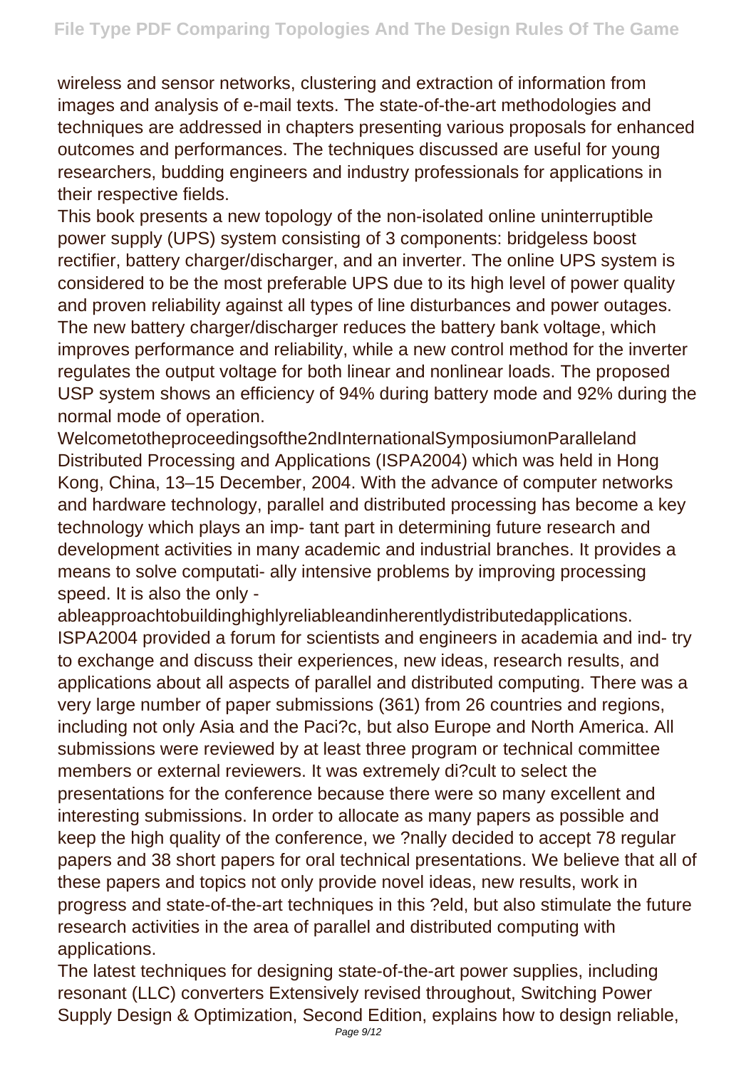wireless and sensor networks, clustering and extraction of information from images and analysis of e-mail texts. The state-of-the-art methodologies and techniques are addressed in chapters presenting various proposals for enhanced outcomes and performances. The techniques discussed are useful for young researchers, budding engineers and industry professionals for applications in their respective fields.

This book presents a new topology of the non-isolated online uninterruptible power supply (UPS) system consisting of 3 components: bridgeless boost rectifier, battery charger/discharger, and an inverter. The online UPS system is considered to be the most preferable UPS due to its high level of power quality and proven reliability against all types of line disturbances and power outages. The new battery charger/discharger reduces the battery bank voltage, which improves performance and reliability, while a new control method for the inverter regulates the output voltage for both linear and nonlinear loads. The proposed USP system shows an efficiency of 94% during battery mode and 92% during the normal mode of operation.

Welcometotheproceedingsofthe2ndInternationalSymposiumonParalleland Distributed Processing and Applications (ISPA2004) which was held in Hong Kong, China, 13–15 December, 2004. With the advance of computer networks and hardware technology, parallel and distributed processing has become a key technology which plays an imp- tant part in determining future research and development activities in many academic and industrial branches. It provides a means to solve computati- ally intensive problems by improving processing speed. It is also the only - ableapproachtobuildinghighlyreliableandinherentlydistributedapplications. ISPA2004 provided a forum for scientists and engineers in academia and ind- try to exchange and discuss their experiences, new ideas, research results, and applications about all aspects of parallel and distributed computing. There was a very large number of paper submissions (361) from 26 countries and regions, including not only Asia and the Paci?c, but also Europe and North America. All submissions were reviewed by at least three program or technical committee members or external reviewers. It was extremely di?cult to select the presentations for the conference because there were so many excellent and interesting submissions. In order to allocate as many papers as possible and keep the high quality of the conference, we ?nally decided to accept 78 regular papers and 38 short papers for oral technical presentations. We believe that all of these papers and topics not only provide novel ideas, new results, work in progress and state-of-the-art techniques in this ?eld, but also stimulate the future research activities in the area of parallel and distributed computing with applications.

The latest techniques for designing state-of-the-art power supplies, including resonant (LLC) converters Extensively revised throughout, Switching Power Supply Design & Optimization, Second Edition, explains how to design reliable,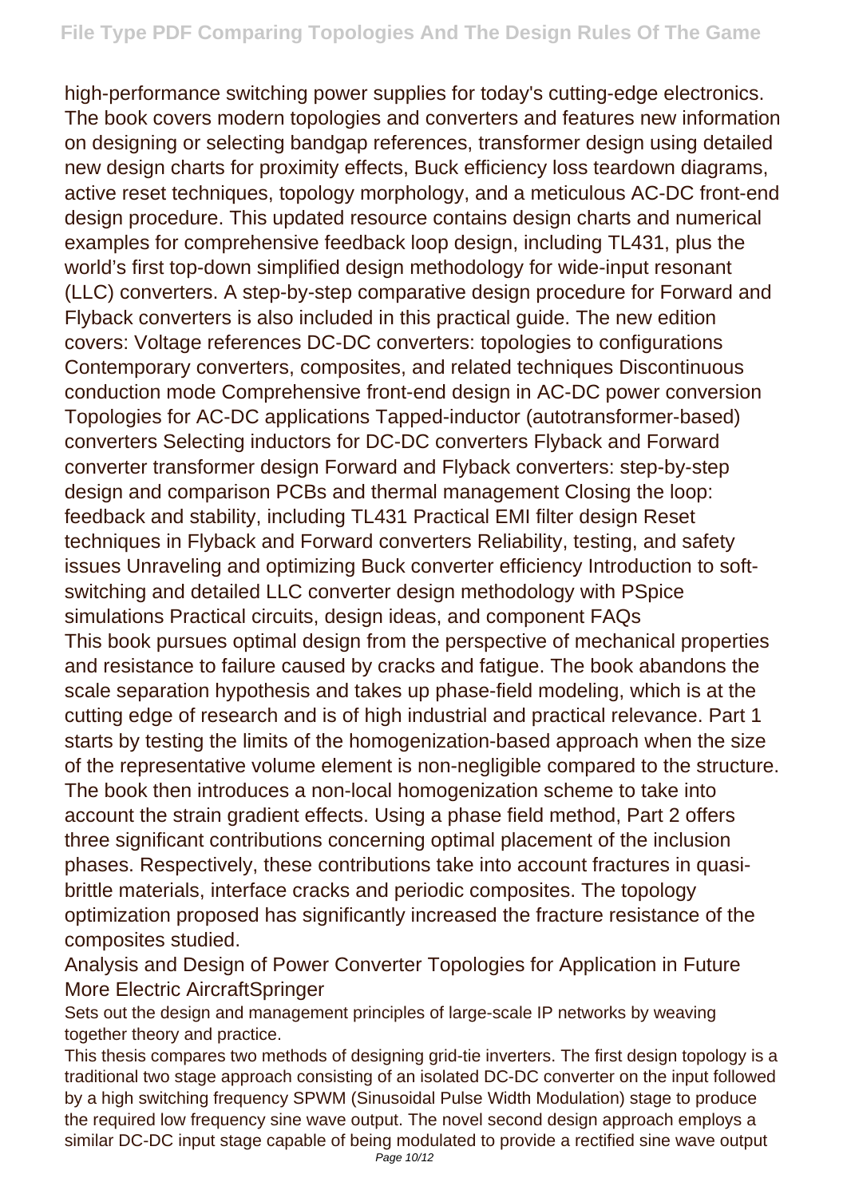high-performance switching power supplies for today's cutting-edge electronics. The book covers modern topologies and converters and features new information on designing or selecting bandgap references, transformer design using detailed new design charts for proximity effects, Buck efficiency loss teardown diagrams, active reset techniques, topology morphology, and a meticulous AC-DC front-end design procedure. This updated resource contains design charts and numerical examples for comprehensive feedback loop design, including TL431, plus the world's first top-down simplified design methodology for wide-input resonant (LLC) converters. A step-by-step comparative design procedure for Forward and Flyback converters is also included in this practical guide. The new edition covers: Voltage references DC-DC converters: topologies to configurations Contemporary converters, composites, and related techniques Discontinuous conduction mode Comprehensive front-end design in AC-DC power conversion Topologies for AC-DC applications Tapped-inductor (autotransformer-based) converters Selecting inductors for DC-DC converters Flyback and Forward converter transformer design Forward and Flyback converters: step-by-step design and comparison PCBs and thermal management Closing the loop: feedback and stability, including TL431 Practical EMI filter design Reset techniques in Flyback and Forward converters Reliability, testing, and safety issues Unraveling and optimizing Buck converter efficiency Introduction to soft-switching and detailed LLC converter design methodology with PSpice simulations Practical circuits, design ideas, and component FAQs

This book pursues optimal design from the perspective of mechanical properties and resistance to failure caused by cracks and fatigue. The book abandons the scale separation hypothesis and takes up phase-field modeling, which is at the cutting edge of research and is of high industrial and practical relevance. Part 1 starts by testing the limits of the homogenization-based approach when the size of the representative volume element is non-negligible compared to the structure. The book then introduces a non-local homogenization scheme to take into account the strain gradient effects. Using a phase field method, Part 2 offers three significant contributions concerning optimal placement of the inclusion phases. Respectively, these contributions take into account fractures in quasi-brittle materials, interface cracks and periodic composites. The topology optimization proposed has significantly increased the fracture resistance of the composites studied.

Analysis and Design of Power Converter Topologies for Application in Future More Electric AircraftSpringer

Sets out the design and management principles of large-scale IP networks by weaving together theory and practice.

This thesis compares two methods of designing grid-tie inverters. The first design topology is a traditional two stage approach consisting of an isolated DC-DC converter on the input followed by a high switching frequency SPWM (Sinusoidal Pulse Width Modulation) stage to produce the required low frequency sine wave output. The novel second design approach employs a similar DC-DC input stage capable of being modulated to provide a rectified sine wave output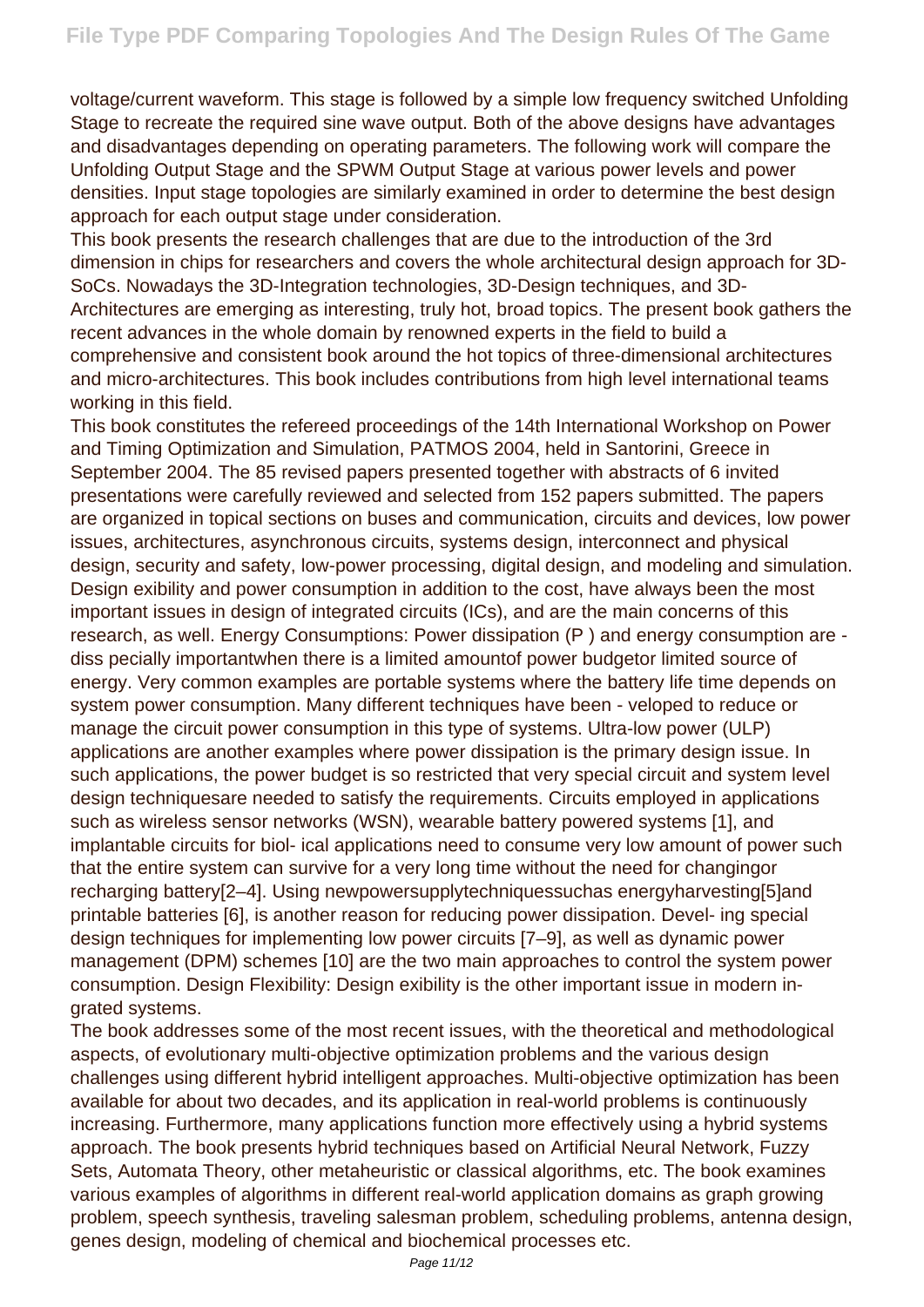voltage/current waveform. This stage is followed by a simple low frequency switched Unfolding Stage to recreate the required sine wave output. Both of the above designs have advantages and disadvantages depending on operating parameters. The following work will compare the Unfolding Output Stage and the SPWM Output Stage at various power levels and power densities. Input stage topologies are similarly examined in order to determine the best design approach for each output stage under consideration.

This book presents the research challenges that are due to the introduction of the 3rd dimension in chips for researchers and covers the whole architectural design approach for 3D-SoCs. Nowadays the 3D-Integration technologies, 3D-Design techniques, and 3D-Architectures are emerging as interesting, truly hot, broad topics. The present book gathers the recent advances in the whole domain by renowned experts in the field to build a comprehensive and consistent book around the hot topics of three-dimensional architectures and micro-architectures. This book includes contributions from high level international teams working in this field.

This book constitutes the refereed proceedings of the 14th International Workshop on Power and Timing Optimization and Simulation, PATMOS 2004, held in Santorini, Greece in September 2004. The 85 revised papers presented together with abstracts of 6 invited presentations were carefully reviewed and selected from 152 papers submitted. The papers are organized in topical sections on buses and communication, circuits and devices, low power issues, architectures, asynchronous circuits, systems design, interconnect and physical design, security and safety, low-power processing, digital design, and modeling and simulation.

Design exibility and power consumption in addition to the cost, have always been the most important issues in design of integrated circuits (ICs), and are the main concerns of this research, as well. Energy Consumptions: Power dissipation (P ) and energy consumption are - diss pecially importantwhen there is a limited amountof power budgetor limited source of energy. Very common examples are portable systems where the battery life time depends on system power consumption. Many different techniques have been - veloped to reduce or manage the circuit power consumption in this type of systems. Ultra-low power (ULP) applications are another examples where power dissipation is the primary design issue. In such applications, the power budget is so restricted that very special circuit and system level design techniquesare needed to satisfy the requirements. Circuits employed in applications such as wireless sensor networks (WSN), wearable battery powered systems [1], and implantable circuits for biol- ical applications need to consume very low amount of power such that the entire system can survive for a very long time without the need for changingor recharging battery[2–4]. Using newpowersupplytechniquessuchas energyharvesting[5]and printable batteries [6], is another reason for reducing power dissipation. Devel- ing special design techniques for implementing low power circuits [7–9], as well as dynamic power management (DPM) schemes [10] are the two main approaches to control the system power consumption. Design Flexibility: Design exibility is the other important issue in modern in- grated systems.

The book addresses some of the most recent issues, with the theoretical and methodological aspects, of evolutionary multi-objective optimization problems and the various design challenges using different hybrid intelligent approaches. Multi-objective optimization has been available for about two decades, and its application in real-world problems is continuously increasing. Furthermore, many applications function more effectively using a hybrid systems approach. The book presents hybrid techniques based on Artificial Neural Network, Fuzzy Sets, Automata Theory, other metaheuristic or classical algorithms, etc. The book examines various examples of algorithms in different real-world application domains as graph growing problem, speech synthesis, traveling salesman problem, scheduling problems, antenna design, genes design, modeling of chemical and biochemical processes etc.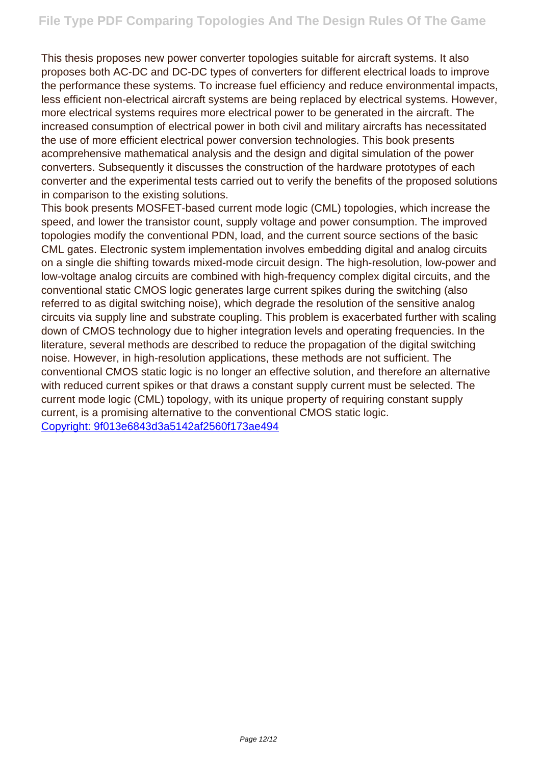This thesis proposes new power converter topologies suitable for aircraft systems. It also proposes both AC-DC and DC-DC types of converters for different electrical loads to improve the performance these systems. To increase fuel efficiency and reduce environmental impacts, less efficient non-electrical aircraft systems are being replaced by electrical systems. However, more electrical systems requires more electrical power to be generated in the aircraft. The increased consumption of electrical power in both civil and military aircrafts has necessitated the use of more efficient electrical power conversion technologies. This book presents acomprehensive mathematical analysis and the design and digital simulation of the power converters. Subsequently it discusses the construction of the hardware prototypes of each converter and the experimental tests carried out to verify the benefits of the proposed solutions in comparison to the existing solutions.

This book presents MOSFET-based current mode logic (CML) topologies, which increase the speed, and lower the transistor count, supply voltage and power consumption. The improved topologies modify the conventional PDN, load, and the current source sections of the basic CML gates. Electronic system implementation involves embedding digital and analog circuits on a single die shifting towards mixed-mode circuit design. The high-resolution, low-power and low-voltage analog circuits are combined with high-frequency complex digital circuits, and the conventional static CMOS logic generates large current spikes during the switching (also referred to as digital switching noise), which degrade the resolution of the sensitive analog circuits via supply line and substrate coupling. This problem is exacerbated further with scaling down of CMOS technology due to higher integration levels and operating frequencies. In the literature, several methods are described to reduce the propagation of the digital switching noise. However, in high-resolution applications, these methods are not sufficient. The conventional CMOS static logic is no longer an effective solution, and therefore an alternative with reduced current spikes or that draws a constant supply current must be selected. The current mode logic (CML) topology, with its unique property of requiring constant supply current, is a promising alternative to the conventional CMOS static logic.

Copyright: 9f013e6843d3a5142af2560f173ae494